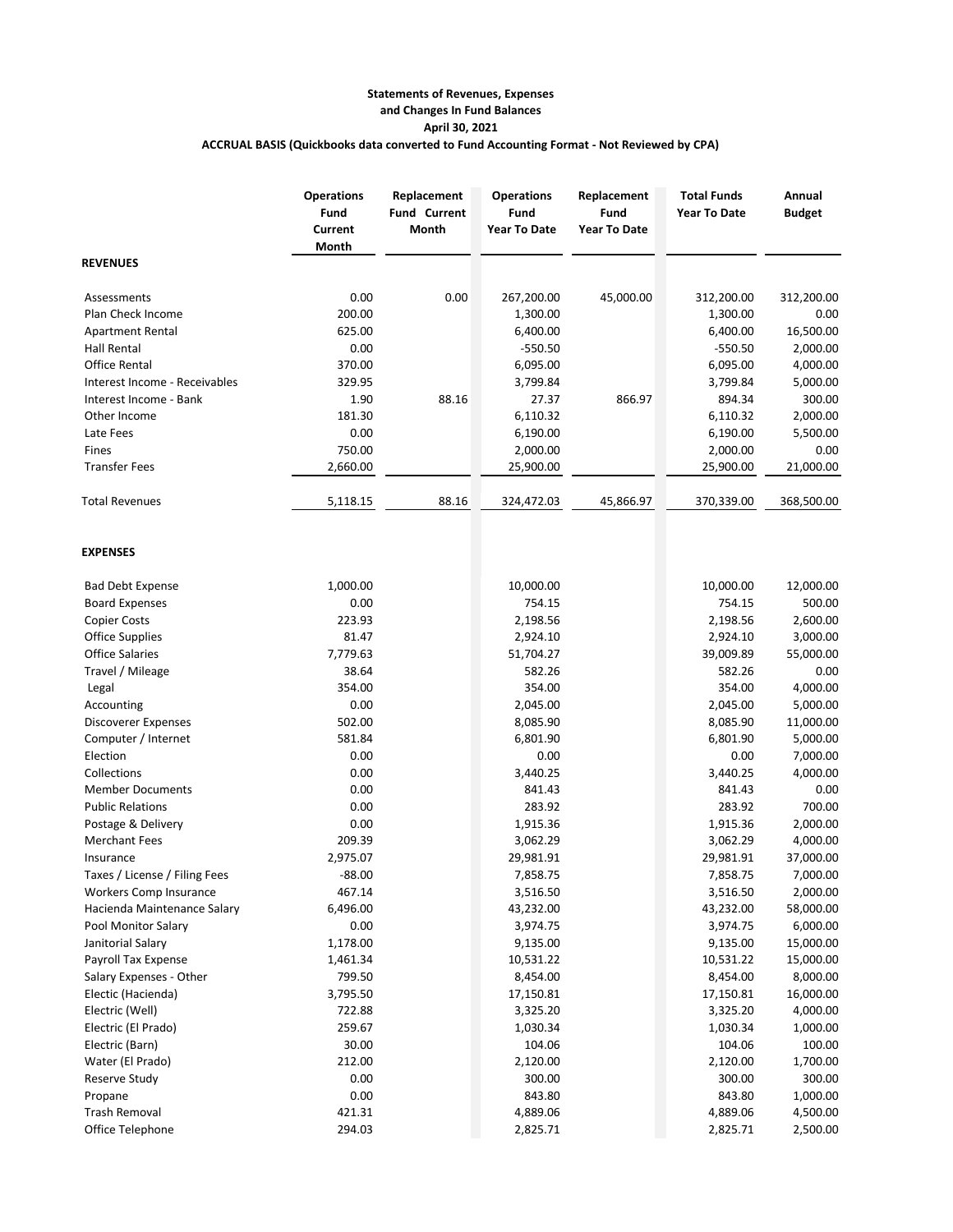**Statements of Revenues, Expenses and Changes In Fund Balances**
**April 30, 2021**
**ACCRUAL BASIS (Quickbooks data converted to Fund Accounting Format - Not Reviewed by CPA)**

| | Operations Fund Current Month | Replacement Fund Current Month | Operations Fund Year To Date | Replacement Fund Year To Date | Total Funds Year To Date | Annual Budget |
|---|---|---|---|---|---|---|
| **REVENUES** | | | | | | |
| Assessments | 0.00 | 0.00 | 267,200.00 | 45,000.00 | 312,200.00 | 312,200.00 |
| Plan Check Income | 200.00 | | 1,300.00 | | 1,300.00 | 0.00 |
| Apartment Rental | 625.00 | | 6,400.00 | | 6,400.00 | 16,500.00 |
| Hall Rental | 0.00 | | -550.50 | | -550.50 | 2,000.00 |
| Office Rental | 370.00 | | 6,095.00 | | 6,095.00 | 4,000.00 |
| Interest Income - Receivables | 329.95 | | 3,799.84 | | 3,799.84 | 5,000.00 |
| Interest Income - Bank | 1.90 | 88.16 | 27.37 | 866.97 | 894.34 | 300.00 |
| Other Income | 181.30 | | 6,110.32 | | 6,110.32 | 2,000.00 |
| Late Fees | 0.00 | | 6,190.00 | | 6,190.00 | 5,500.00 |
| Fines | 750.00 | | 2,000.00 | | 2,000.00 | 0.00 |
| Transfer Fees | 2,660.00 | | 25,900.00 | | 25,900.00 | 21,000.00 |
| Total Revenues | 5,118.15 | 88.16 | 324,472.03 | 45,866.97 | 370,339.00 | 368,500.00 |
| **EXPENSES** | | | | | | |
| Bad Debt Expense | 1,000.00 | | 10,000.00 | | 10,000.00 | 12,000.00 |
| Board Expenses | 0.00 | | 754.15 | | 754.15 | 500.00 |
| Copier Costs | 223.93 | | 2,198.56 | | 2,198.56 | 2,600.00 |
| Office Supplies | 81.47 | | 2,924.10 | | 2,924.10 | 3,000.00 |
| Office Salaries | 7,779.63 | | 51,704.27 | | 39,009.89 | 55,000.00 |
| Travel / Mileage | 38.64 | | 582.26 | | 582.26 | 0.00 |
| Legal | 354.00 | | 354.00 | | 354.00 | 4,000.00 |
| Accounting | 0.00 | | 2,045.00 | | 2,045.00 | 5,000.00 |
| Discoverer Expenses | 502.00 | | 8,085.90 | | 8,085.90 | 11,000.00 |
| Computer / Internet | 581.84 | | 6,801.90 | | 6,801.90 | 5,000.00 |
| Election | 0.00 | | 0.00 | | 0.00 | 7,000.00 |
| Collections | 0.00 | | 3,440.25 | | 3,440.25 | 4,000.00 |
| Member Documents | 0.00 | | 841.43 | | 841.43 | 0.00 |
| Public Relations | 0.00 | | 283.92 | | 283.92 | 700.00 |
| Postage & Delivery | 0.00 | | 1,915.36 | | 1,915.36 | 2,000.00 |
| Merchant Fees | 209.39 | | 3,062.29 | | 3,062.29 | 4,000.00 |
| Insurance | 2,975.07 | | 29,981.91 | | 29,981.91 | 37,000.00 |
| Taxes / License / Filing Fees | -88.00 | | 7,858.75 | | 7,858.75 | 7,000.00 |
| Workers Comp Insurance | 467.14 | | 3,516.50 | | 3,516.50 | 2,000.00 |
| Hacienda Maintenance Salary | 6,496.00 | | 43,232.00 | | 43,232.00 | 58,000.00 |
| Pool Monitor Salary | 0.00 | | 3,974.75 | | 3,974.75 | 6,000.00 |
| Janitorial Salary | 1,178.00 | | 9,135.00 | | 9,135.00 | 15,000.00 |
| Payroll Tax Expense | 1,461.34 | | 10,531.22 | | 10,531.22 | 15,000.00 |
| Salary Expenses - Other | 799.50 | | 8,454.00 | | 8,454.00 | 8,000.00 |
| Electic (Hacienda) | 3,795.50 | | 17,150.81 | | 17,150.81 | 16,000.00 |
| Electric (Well) | 722.88 | | 3,325.20 | | 3,325.20 | 4,000.00 |
| Electric (El Prado) | 259.67 | | 1,030.34 | | 1,030.34 | 1,000.00 |
| Electric (Barn) | 30.00 | | 104.06 | | 104.06 | 100.00 |
| Water (El Prado) | 212.00 | | 2,120.00 | | 2,120.00 | 1,700.00 |
| Reserve Study | 0.00 | | 300.00 | | 300.00 | 300.00 |
| Propane | 0.00 | | 843.80 | | 843.80 | 1,000.00 |
| Trash Removal | 421.31 | | 4,889.06 | | 4,889.06 | 4,500.00 |
| Office Telephone | 294.03 | | 2,825.71 | | 2,825.71 | 2,500.00 |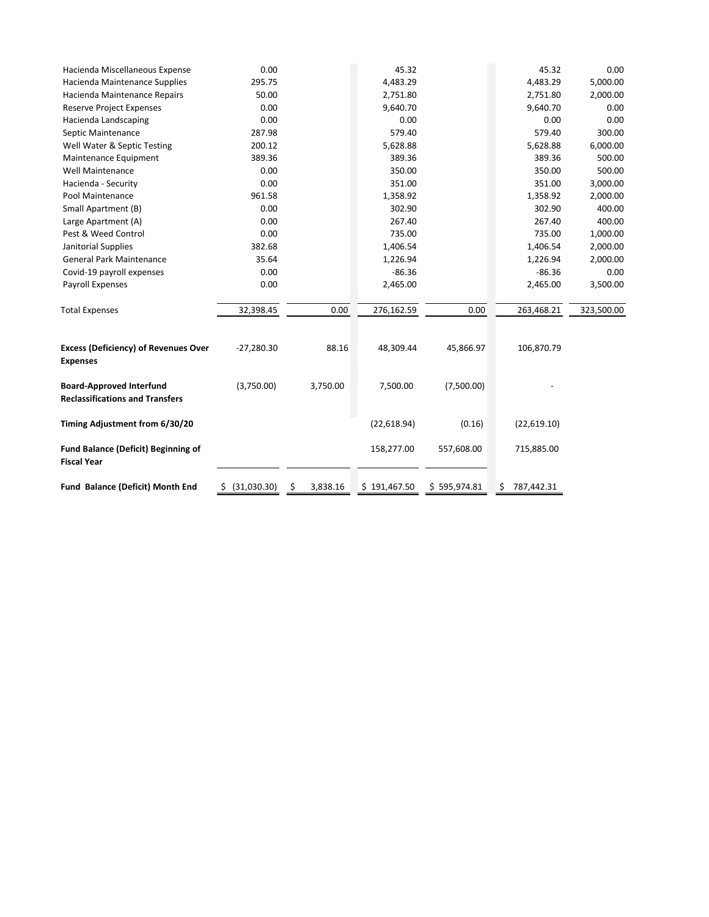| | | | | | | |
|---|---|---|---|---|---|---|
| Hacienda Miscellaneous Expense | 0.00 | | 45.32 | | 45.32 | 0.00 |
| Hacienda Maintenance Supplies | 295.75 | | 4,483.29 | | 4,483.29 | 5,000.00 |
| Hacienda Maintenance Repairs | 50.00 | | 2,751.80 | | 2,751.80 | 2,000.00 |
| Reserve Project Expenses | 0.00 | | 9,640.70 | | 9,640.70 | 0.00 |
| Hacienda Landscaping | 0.00 | | 0.00 | | 0.00 | 0.00 |
| Septic Maintenance | 287.98 | | 579.40 | | 579.40 | 300.00 |
| Well Water & Septic Testing | 200.12 | | 5,628.88 | | 5,628.88 | 6,000.00 |
| Maintenance Equipment | 389.36 | | 389.36 | | 389.36 | 500.00 |
| Well Maintenance | 0.00 | | 350.00 | | 350.00 | 500.00 |
| Hacienda - Security | 0.00 | | 351.00 | | 351.00 | 3,000.00 |
| Pool Maintenance | 961.58 | | 1,358.92 | | 1,358.92 | 2,000.00 |
| Small Apartment (B) | 0.00 | | 302.90 | | 302.90 | 400.00 |
| Large Apartment (A) | 0.00 | | 267.40 | | 267.40 | 400.00 |
| Pest & Weed Control | 0.00 | | 735.00 | | 735.00 | 1,000.00 |
| Janitorial Supplies | 382.68 | | 1,406.54 | | 1,406.54 | 2,000.00 |
| General Park Maintenance | 35.64 | | 1,226.94 | | 1,226.94 | 2,000.00 |
| Covid-19 payroll expenses | 0.00 | | -86.36 | | -86.36 | 0.00 |
| Payroll Expenses | 0.00 | | 2,465.00 | | 2,465.00 | 3,500.00 |
| Total Expenses | 32,398.45 | 0.00 | 276,162.59 | 0.00 | 263,468.21 | 323,500.00 |
| **Excess (Deficiency) of Revenues Over Expenses** | -27,280.30 | 88.16 | 48,309.44 | 45,866.97 | 106,870.79 | |
| **Board-Approved Interfund Reclassifications and Transfers** | (3,750.00) | 3,750.00 | 7,500.00 | (7,500.00) | - | |
| **Timing Adjustment from 6/30/20** | | | (22,618.94) | (0.16) | (22,619.10) | |
| **Fund Balance (Deficit) Beginning of Fiscal Year** | | | 158,277.00 | 557,608.00 | 715,885.00 | |
| **Fund Balance (Deficit) Month End** | $ (31,030.30) | $ 3,838.16 | $ 191,467.50 | $ 595,974.81 | $ 787,442.31 | |